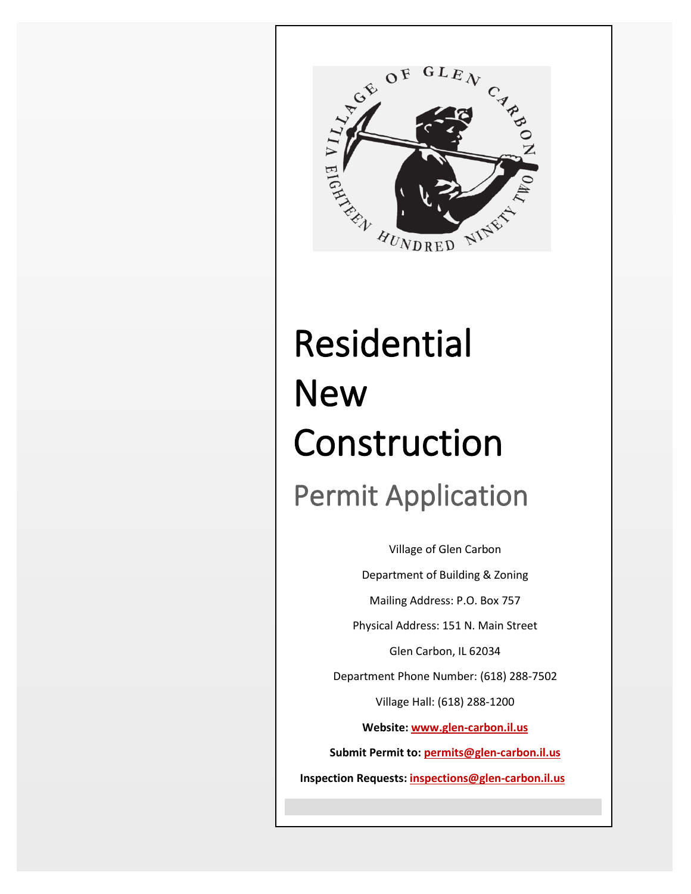# Residential New Construction

## Permit Application

Village of Glen Carbon

Department of Building & Zoning

Mailing Address: P.O. Box 757

Physical Address: 151 N. Main Street

Glen Carbon, IL 62034

Department Phone Number: (618) 288-7502

Village Hall: (618) 288-1200

**Website:** www.glen-carbon.il.us

**Submit Permit to:** permits@glen-carbon.il.us

**Inspection Requests:** inspections@glen-carbon.il.us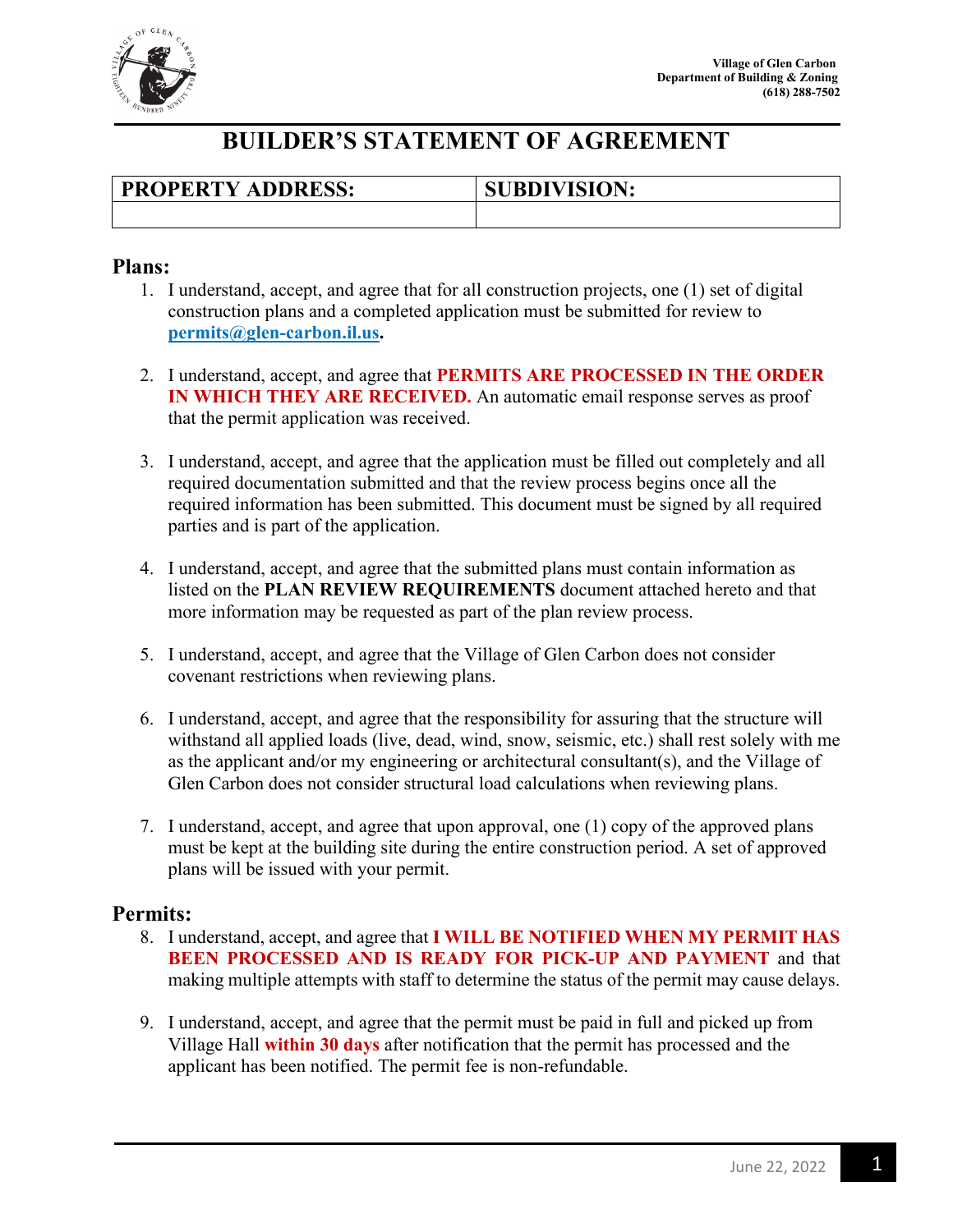Village of Glen Carbon
Department of Building & Zoning
(618) 288-7502

# BUILDER'S STATEMENT OF AGREEMENT

| PROPERTY ADDRESS: | SUBDIVISION: |
| --- | --- |
| | |

## Plans:

1. I understand, accept, and agree that for all construction projects, one (1) set of digital construction plans and a completed application must be submitted for review to **permits@glen-carbon.il.us.**

2. I understand, accept, and agree that **PERMITS ARE PROCESSED IN THE ORDER IN WHICH THEY ARE RECEIVED.** An automatic email response serves as proof that the permit application was received.

3. I understand, accept, and agree that the application must be filled out completely and all required documentation submitted and that the review process begins once all the required information has been submitted. This document must be signed by all required parties and is part of the application.

4. I understand, accept, and agree that the submitted plans must contain information as listed on the **PLAN REVIEW REQUIREMENTS** document attached hereto and that more information may be requested as part of the plan review process.

5. I understand, accept, and agree that the Village of Glen Carbon does not consider covenant restrictions when reviewing plans.

6. I understand, accept, and agree that the responsibility for assuring that the structure will withstand all applied loads (live, dead, wind, snow, seismic, etc.) shall rest solely with me as the applicant and/or my engineering or architectural consultant(s), and the Village of Glen Carbon does not consider structural load calculations when reviewing plans.

7. I understand, accept, and agree that upon approval, one (1) copy of the approved plans must be kept at the building site during the entire construction period. A set of approved plans will be issued with your permit.

## Permits:

8. I understand, accept, and agree that **I WILL BE NOTIFIED WHEN MY PERMIT HAS BEEN PROCESSED AND IS READY FOR PICK-UP AND PAYMENT** and that making multiple attempts with staff to determine the status of the permit may cause delays.

9. I understand, accept, and agree that the permit must be paid in full and picked up from Village Hall **within 30 days** after notification that the permit has processed and the applicant has been notified. The permit fee is non-refundable.

June 22, 2022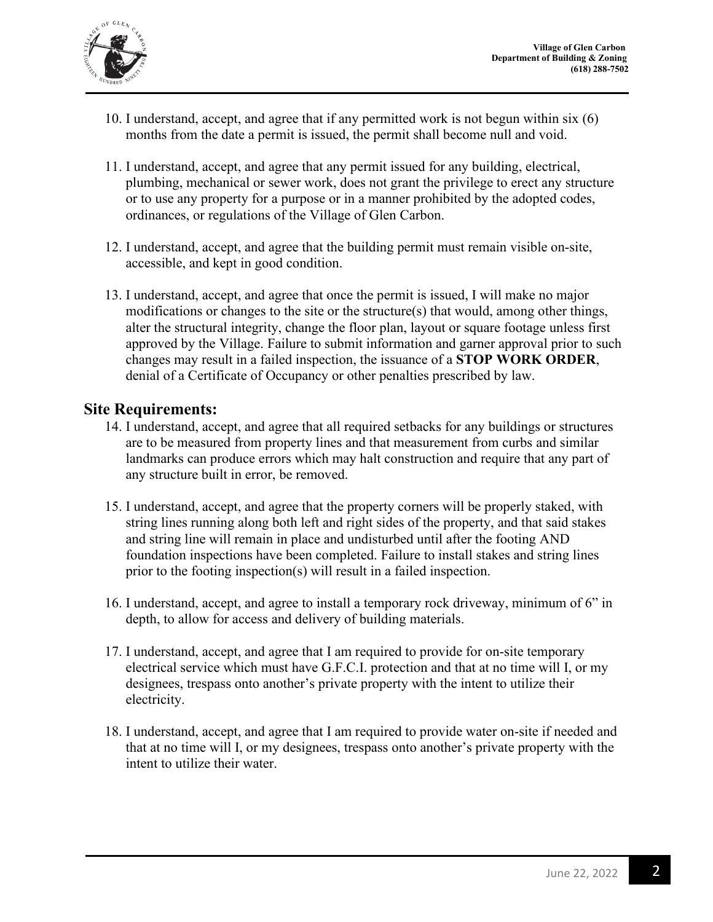10. I understand, accept, and agree that if any permitted work is not begun within six (6) months from the date a permit is issued, the permit shall become null and void.

11. I understand, accept, and agree that any permit issued for any building, electrical, plumbing, mechanical or sewer work, does not grant the privilege to erect any structure or to use any property for a purpose or in a manner prohibited by the adopted codes, ordinances, or regulations of the Village of Glen Carbon.

12. I understand, accept, and agree that the building permit must remain visible on-site, accessible, and kept in good condition.

13. I understand, accept, and agree that once the permit is issued, I will make no major modifications or changes to the site or the structure(s) that would, among other things, alter the structural integrity, change the floor plan, layout or square footage unless first approved by the Village. Failure to submit information and garner approval prior to such changes may result in a failed inspection, the issuance of a **STOP WORK ORDER**, denial of a Certificate of Occupancy or other penalties prescribed by law.

## Site Requirements:

14. I understand, accept, and agree that all required setbacks for any buildings or structures are to be measured from property lines and that measurement from curbs and similar landmarks can produce errors which may halt construction and require that any part of any structure built in error, be removed.

15. I understand, accept, and agree that the property corners will be properly staked, with string lines running along both left and right sides of the property, and that said stakes and string line will remain in place and undisturbed until after the footing AND foundation inspections have been completed. Failure to install stakes and string lines prior to the footing inspection(s) will result in a failed inspection.

16. I understand, accept, and agree to install a temporary rock driveway, minimum of 6" in depth, to allow for access and delivery of building materials.

17. I understand, accept, and agree that I am required to provide for on-site temporary electrical service which must have G.F.C.I. protection and that at no time will I, or my designees, trespass onto another's private property with the intent to utilize their electricity.

18. I understand, accept, and agree that I am required to provide water on-site if needed and that at no time will I, or my designees, trespass onto another's private property with the intent to utilize their water.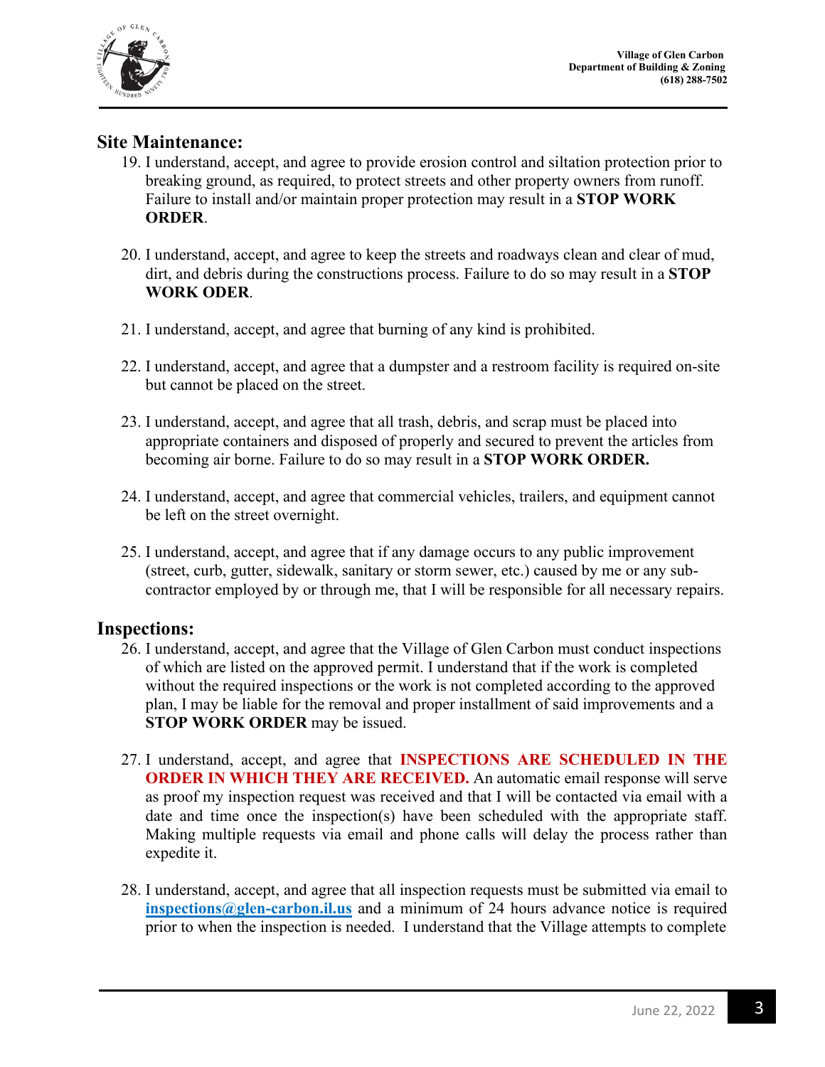## Site Maintenance:

19. I understand, accept, and agree to provide erosion control and siltation protection prior to breaking ground, as required, to protect streets and other property owners from runoff. Failure to install and/or maintain proper protection may result in a **STOP WORK ORDER**.

20. I understand, accept, and agree to keep the streets and roadways clean and clear of mud, dirt, and debris during the constructions process. Failure to do so may result in a **STOP WORK ODER**.

21. I understand, accept, and agree that burning of any kind is prohibited.

22. I understand, accept, and agree that a dumpster and a restroom facility is required on-site but cannot be placed on the street.

23. I understand, accept, and agree that all trash, debris, and scrap must be placed into appropriate containers and disposed of properly and secured to prevent the articles from becoming air borne. Failure to do so may result in a **STOP WORK ORDER.**

24. I understand, accept, and agree that commercial vehicles, trailers, and equipment cannot be left on the street overnight.

25. I understand, accept, and agree that if any damage occurs to any public improvement (street, curb, gutter, sidewalk, sanitary or storm sewer, etc.) caused by me or any sub-contractor employed by or through me, that I will be responsible for all necessary repairs.

## Inspections:

26. I understand, accept, and agree that the Village of Glen Carbon must conduct inspections of which are listed on the approved permit. I understand that if the work is completed without the required inspections or the work is not completed according to the approved plan, I may be liable for the removal and proper installment of said improvements and a **STOP WORK ORDER** may be issued.

27. I understand, accept, and agree that **INSPECTIONS ARE SCHEDULED IN THE ORDER IN WHICH THEY ARE RECEIVED.** An automatic email response will serve as proof my inspection request was received and that I will be contacted via email with a date and time once the inspection(s) have been scheduled with the appropriate staff. Making multiple requests via email and phone calls will delay the process rather than expedite it.

28. I understand, accept, and agree that all inspection requests must be submitted via email to **inspections@glen-carbon.il.us** and a minimum of 24 hours advance notice is required prior to when the inspection is needed. I understand that the Village attempts to complete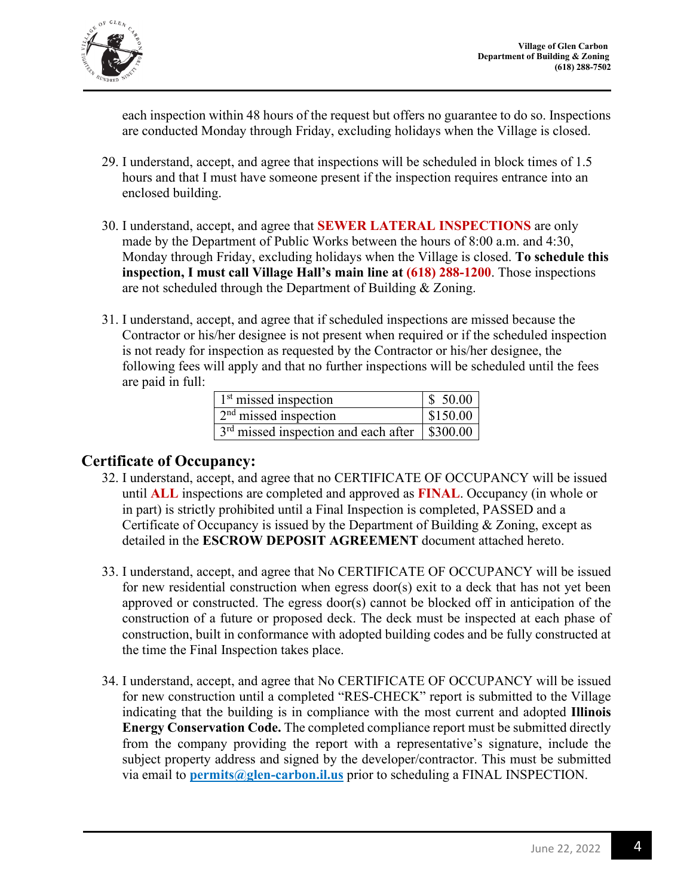each inspection within 48 hours of the request but offers no guarantee to do so. Inspections are conducted Monday through Friday, excluding holidays when the Village is closed.

29. I understand, accept, and agree that inspections will be scheduled in block times of 1.5 hours and that I must have someone present if the inspection requires entrance into an enclosed building.

30. I understand, accept, and agree that **SEWER LATERAL INSPECTIONS** are only made by the Department of Public Works between the hours of 8:00 a.m. and 4:30, Monday through Friday, excluding holidays when the Village is closed. **To schedule this inspection, I must call Village Hall's main line at (618) 288-1200**. Those inspections are not scheduled through the Department of Building & Zoning.

31. I understand, accept, and agree that if scheduled inspections are missed because the Contractor or his/her designee is not present when required or if the scheduled inspection is not ready for inspection as requested by the Contractor or his/her designee, the following fees will apply and that no further inspections will be scheduled until the fees are paid in full:

| Missed inspection | Fee |
|---|---|
| 1st missed inspection | $ 50.00 |
| 2nd missed inspection | $150.00 |
| 3rd missed inspection and each after | $300.00 |

## Certificate of Occupancy:

32. I understand, accept, and agree that no CERTIFICATE OF OCCUPANCY will be issued until **ALL** inspections are completed and approved as **FINAL**. Occupancy (in whole or in part) is strictly prohibited until a Final Inspection is completed, PASSED and a Certificate of Occupancy is issued by the Department of Building & Zoning, except as detailed in the **ESCROW DEPOSIT AGREEMENT** document attached hereto.

33. I understand, accept, and agree that No CERTIFICATE OF OCCUPANCY will be issued for new residential construction when egress door(s) exit to a deck that has not yet been approved or constructed. The egress door(s) cannot be blocked off in anticipation of the construction of a future or proposed deck. The deck must be inspected at each phase of construction, built in conformance with adopted building codes and be fully constructed at the time the Final Inspection takes place.

34. I understand, accept, and agree that No CERTIFICATE OF OCCUPANCY will be issued for new construction until a completed "RES-CHECK" report is submitted to the Village indicating that the building is in compliance with the most current and adopted **Illinois Energy Conservation Code.** The completed compliance report must be submitted directly from the company providing the report with a representative's signature, include the subject property address and signed by the developer/contractor. This must be submitted via email to **permits@glen-carbon.il.us** prior to scheduling a FINAL INSPECTION.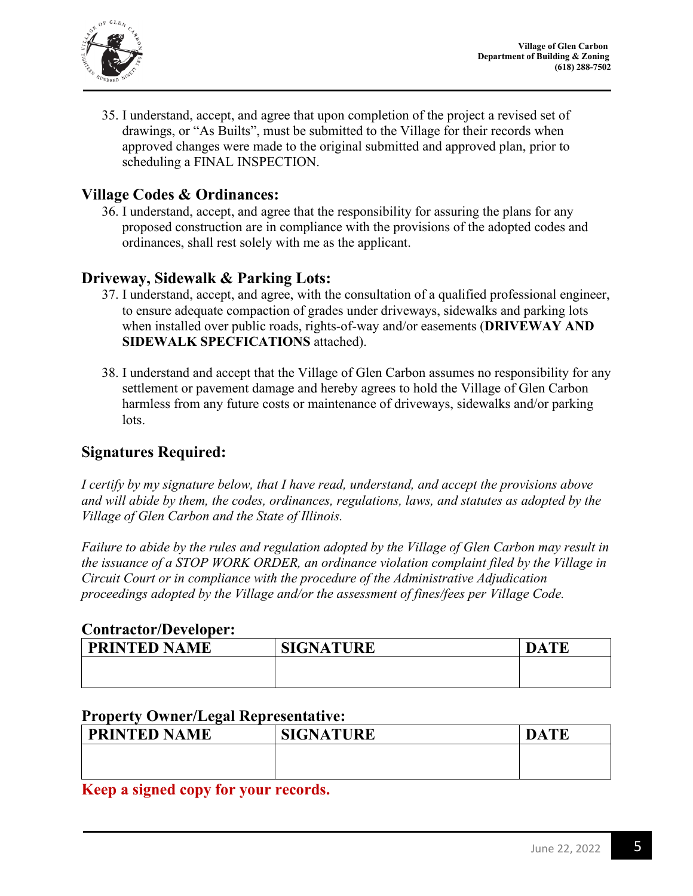35. I understand, accept, and agree that upon completion of the project a revised set of drawings, or "As Builts", must be submitted to the Village for their records when approved changes were made to the original submitted and approved plan, prior to scheduling a FINAL INSPECTION.

## Village Codes & Ordinances:

36. I understand, accept, and agree that the responsibility for assuring the plans for any proposed construction are in compliance with the provisions of the adopted codes and ordinances, shall rest solely with me as the applicant.

## Driveway, Sidewalk & Parking Lots:

37. I understand, accept, and agree, with the consultation of a qualified professional engineer, to ensure adequate compaction of grades under driveways, sidewalks and parking lots when installed over public roads, rights-of-way and/or easements (**DRIVEWAY AND SIDEWALK SPECFICATIONS** attached).

38. I understand and accept that the Village of Glen Carbon assumes no responsibility for any settlement or pavement damage and hereby agrees to hold the Village of Glen Carbon harmless from any future costs or maintenance of driveways, sidewalks and/or parking lots.

## Signatures Required:

*I certify by my signature below, that I have read, understand, and accept the provisions above and will abide by them, the codes, ordinances, regulations, laws, and statutes as adopted by the Village of Glen Carbon and the State of Illinois.*

*Failure to abide by the rules and regulation adopted by the Village of Glen Carbon may result in the issuance of a STOP WORK ORDER, an ordinance violation complaint filed by the Village in Circuit Court or in compliance with the procedure of the Administrative Adjudication proceedings adopted by the Village and/or the assessment of fines/fees per Village Code.*

**Contractor/Developer:**

| PRINTED NAME | SIGNATURE | DATE |
|---|---|---|
| | | |

**Property Owner/Legal Representative:**

| PRINTED NAME | SIGNATURE | DATE |
|---|---|---|
| | | |

**Keep a signed copy for your records.**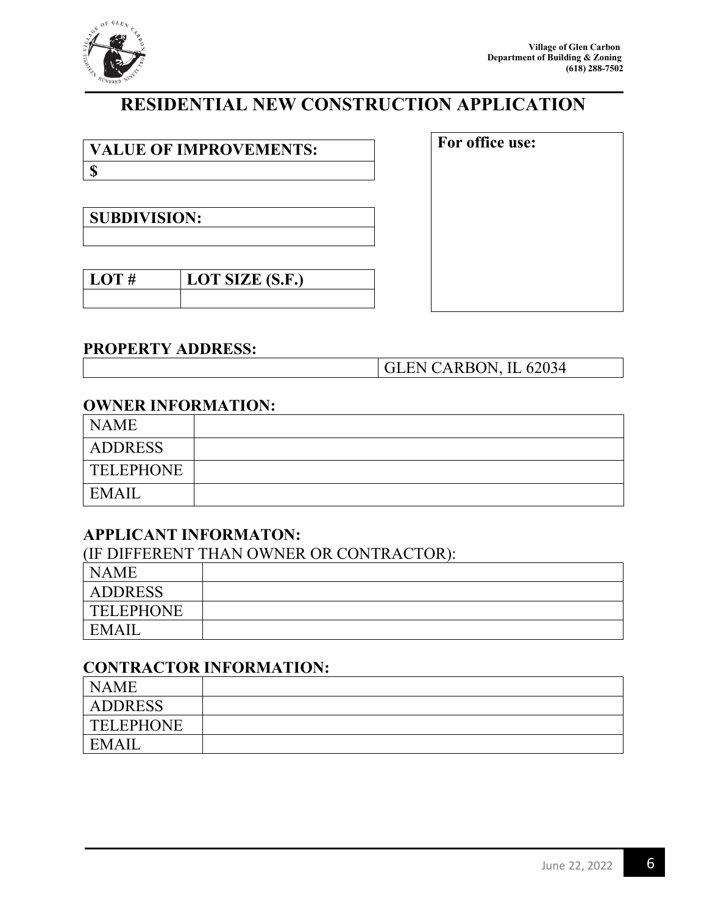Village of Glen Carbon
Department of Building & Zoning
(618) 288-7502

# RESIDENTIAL NEW CONSTRUCTION APPLICATION

| VALUE OF IMPROVEMENTS: |
| --- |
| $ |

| SUBDIVISION: |
| --- |
| |

| LOT # | LOT SIZE (S.F.) |
| --- | --- |
| | |

| For office use: |
| --- |
| |

## PROPERTY ADDRESS:

| | GLEN CARBON, IL 62034 |
| --- | --- |

## OWNER INFORMATION:

| NAME | |
| --- | --- |
| ADDRESS | |
| TELEPHONE | |
| EMAIL | |

## APPLICANT INFORMATON:

(IF DIFFERENT THAN OWNER OR CONTRACTOR):

| NAME | |
| --- | --- |
| ADDRESS | |
| TELEPHONE | |
| EMAIL | |

## CONTRACTOR INFORMATION:

| NAME | |
| --- | --- |
| ADDRESS | |
| TELEPHONE | |
| EMAIL | |

June 22, 2022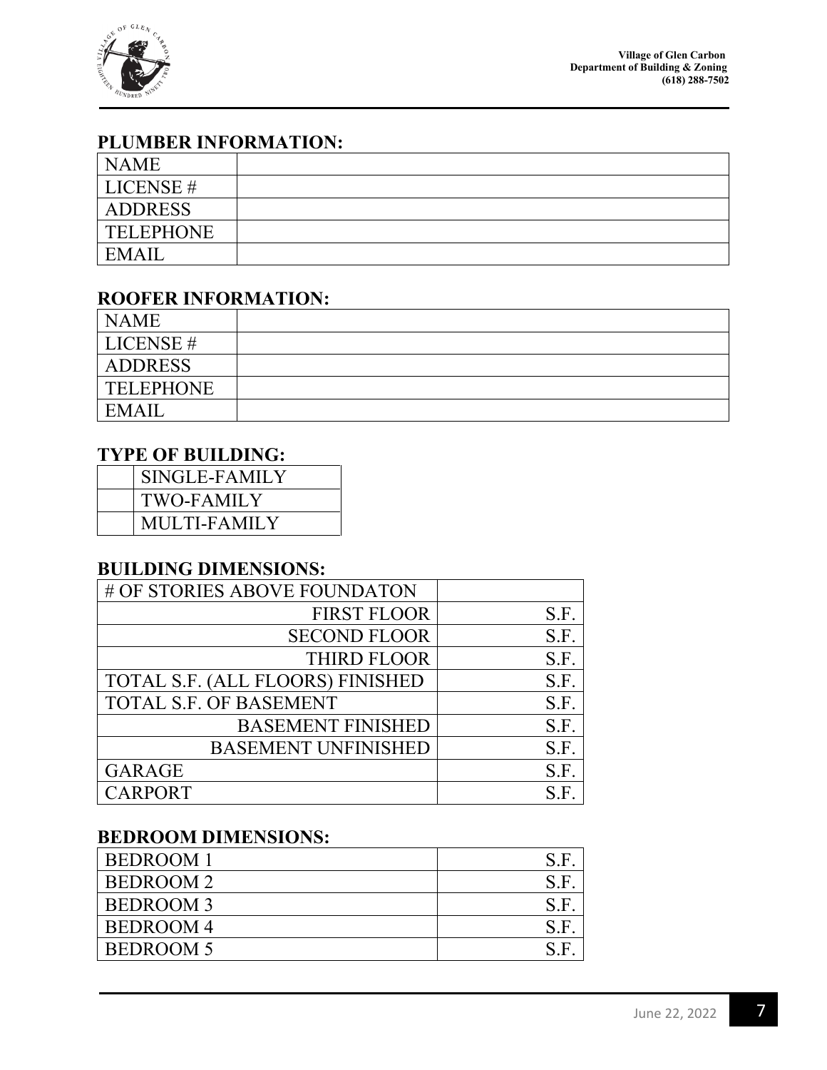## PLUMBER INFORMATION:

| NAME | |
|---|---|
| LICENSE # | |
| ADDRESS | |
| TELEPHONE | |
| EMAIL | |

## ROOFER INFORMATION:

| NAME | |
|---|---|
| LICENSE # | |
| ADDRESS | |
| TELEPHONE | |
| EMAIL | |

## TYPE OF BUILDING:

| | |
|---|---|
| | SINGLE-FAMILY |
| | TWO-FAMILY |
| | MULTI-FAMILY |

## BUILDING DIMENSIONS:

| # OF STORIES ABOVE FOUNDATON | |
|---|---|
| FIRST FLOOR | S.F. |
| SECOND FLOOR | S.F. |
| THIRD FLOOR | S.F. |
| TOTAL S.F. (ALL FLOORS) FINISHED | S.F. |
| TOTAL S.F. OF BASEMENT | S.F. |
| BASEMENT FINISHED | S.F. |
| BASEMENT UNFINISHED | S.F. |
| GARAGE | S.F. |
| CARPORT | S.F. |

## BEDROOM DIMENSIONS:

| BEDROOM 1 | S.F. |
|---|---|
| BEDROOM 2 | S.F. |
| BEDROOM 3 | S.F. |
| BEDROOM 4 | S.F. |
| BEDROOM 5 | S.F. |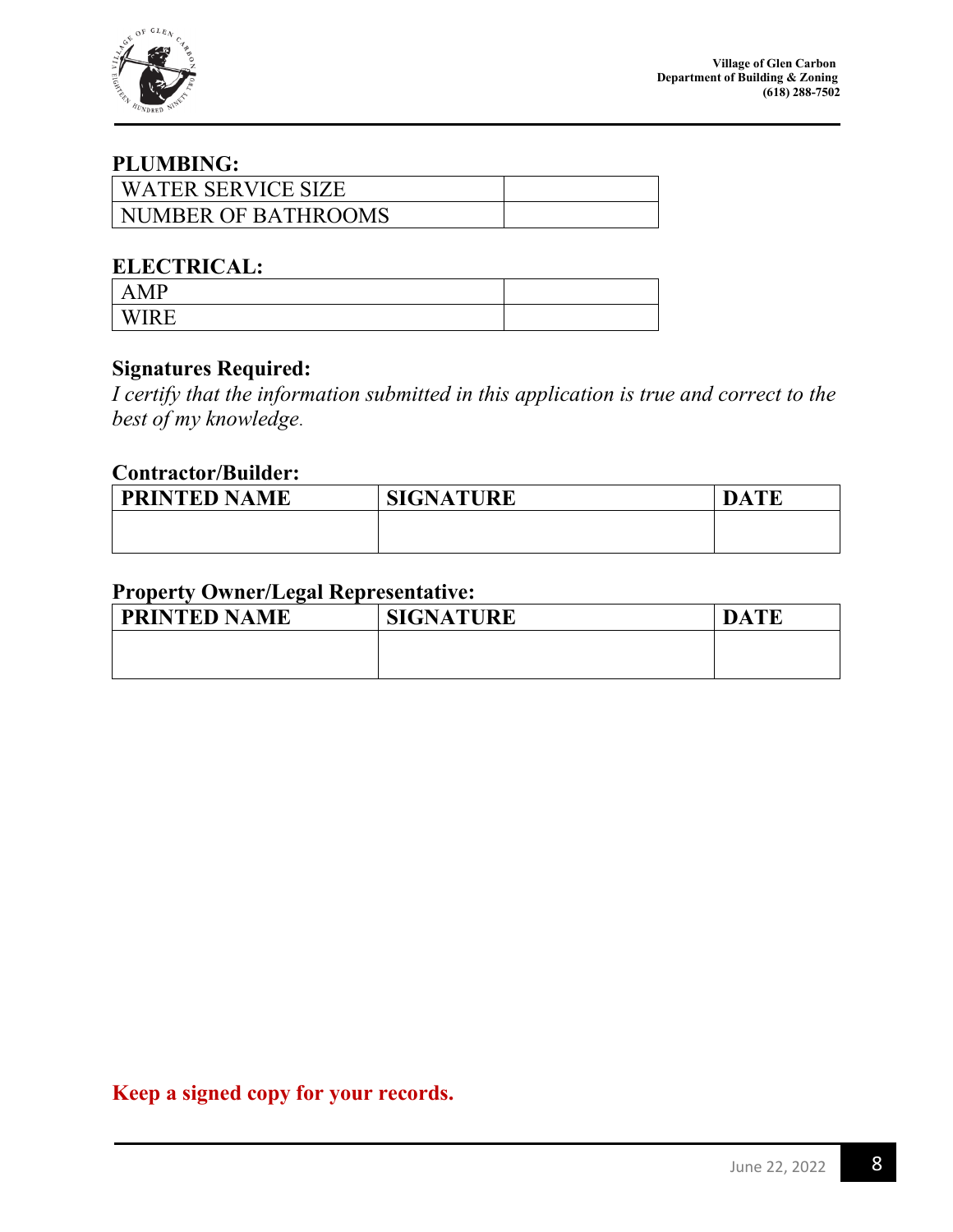## PLUMBING:

| WATER SERVICE SIZE | |
|---|---|
| NUMBER OF BATHROOMS | |

## ELECTRICAL:

| AMP | |
|---|---|
| WIRE | |

### Signatures Required:

*I certify that the information submitted in this application is true and correct to the best of my knowledge.*

### Contractor/Builder:

| PRINTED NAME | SIGNATURE | DATE |
|---|---|---|
| | | |

### Property Owner/Legal Representative:

| PRINTED NAME | SIGNATURE | DATE |
|---|---|---|
| | | |

**Keep a signed copy for your records.**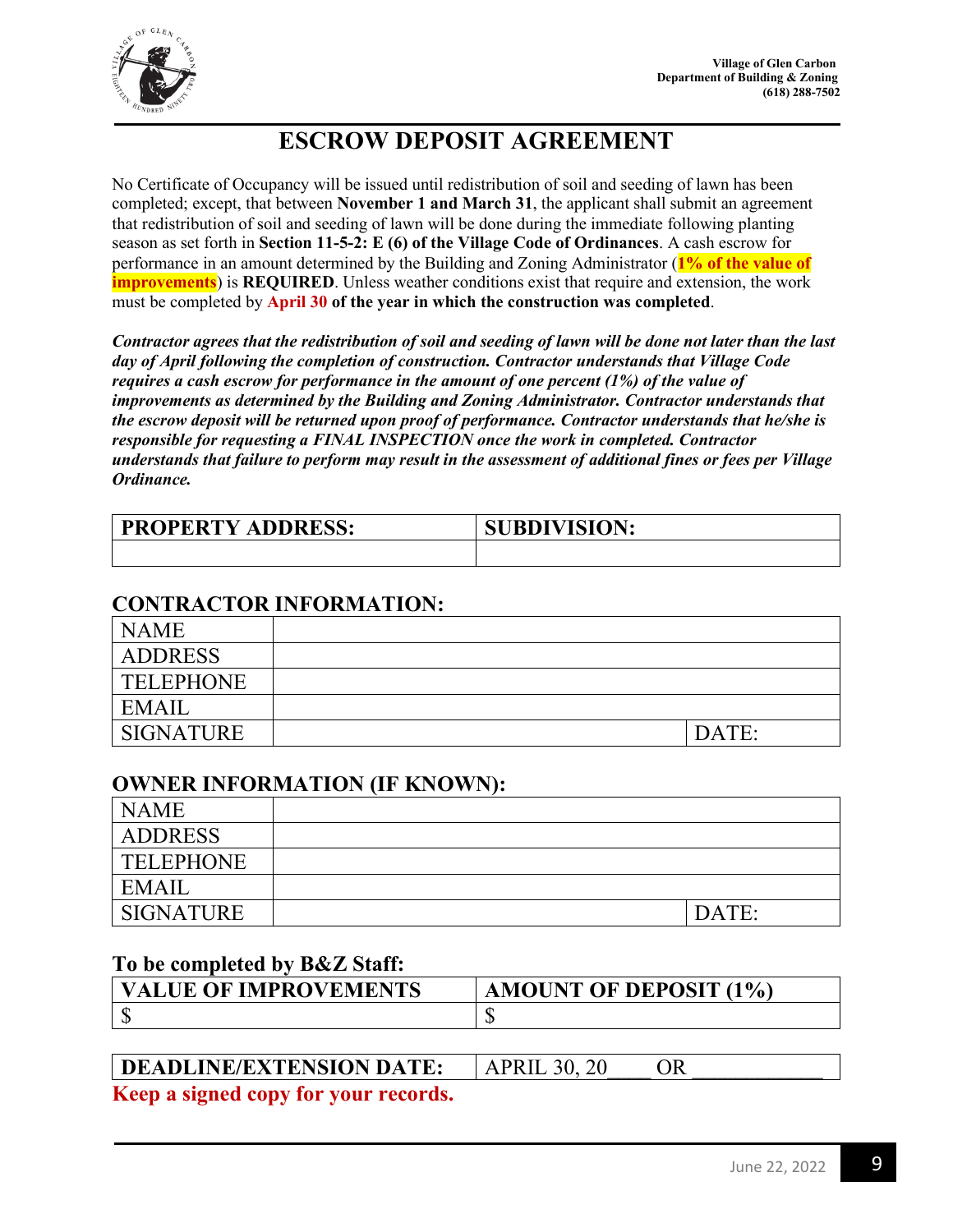Village of Glen Carbon
Department of Building & Zoning
(618) 288-7502

# ESCROW DEPOSIT AGREEMENT

No Certificate of Occupancy will be issued until redistribution of soil and seeding of lawn has been completed; except, that between **November 1 and March 31**, the applicant shall submit an agreement that redistribution of soil and seeding of lawn will be done during the immediate following planting season as set forth in **Section 11-5-2: E (6) of the Village Code of Ordinances**. A cash escrow for performance in an amount determined by the Building and Zoning Administrator (**1% of the value of improvements**) is **REQUIRED**. Unless weather conditions exist that require and extension, the work must be completed by **April 30 of the year in which the construction was completed**.

***Contractor agrees that the redistribution of soil and seeding of lawn will be done not later than the last day of April following the completion of construction. Contractor understands that Village Code requires a cash escrow for performance in the amount of one percent (1%) of the value of improvements as determined by the Building and Zoning Administrator. Contractor understands that the escrow deposit will be returned upon proof of performance. Contractor understands that he/she is responsible for requesting a FINAL INSPECTION once the work in completed. Contractor understands that failure to perform may result in the assessment of additional fines or fees per Village Ordinance.***

| PROPERTY ADDRESS: | SUBDIVISION: |
|---|---|
| | |

## CONTRACTOR INFORMATION:

| NAME | | |
|---|---|---|
| ADDRESS | | |
| TELEPHONE | | |
| EMAIL | | |
| SIGNATURE | | DATE: |

## OWNER INFORMATION (IF KNOWN):

| NAME | | |
|---|---|---|
| ADDRESS | | |
| TELEPHONE | | |
| EMAIL | | |
| SIGNATURE | | DATE: |

## To be completed by B&Z Staff:

| VALUE OF IMPROVEMENTS | AMOUNT OF DEPOSIT (1%) |
|---|---|
| $ | $ |

| DEADLINE/EXTENSION DATE: | APRIL 30, 20____ OR ____________ |
|---|---|

**Keep a signed copy for your records.**

June 22, 2022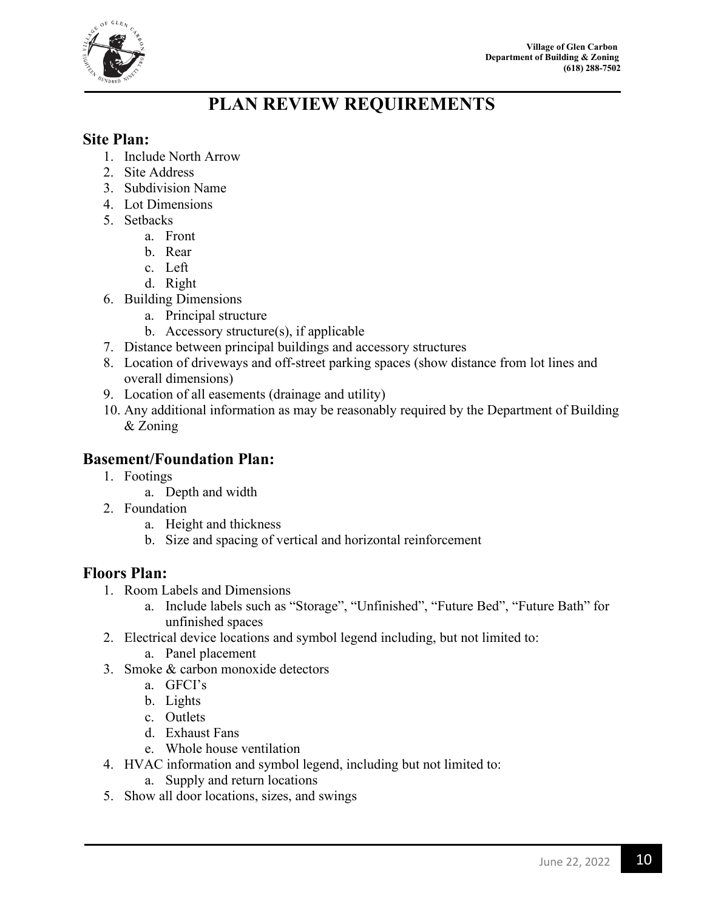# PLAN REVIEW REQUIREMENTS

## Site Plan:

1. Include North Arrow
2. Site Address
3. Subdivision Name
4. Lot Dimensions
5. Setbacks
    a. Front
    b. Rear
    c. Left
    d. Right
6. Building Dimensions
    a. Principal structure
    b. Accessory structure(s), if applicable
7. Distance between principal buildings and accessory structures
8. Location of driveways and off-street parking spaces (show distance from lot lines and overall dimensions)
9. Location of all easements (drainage and utility)
10. Any additional information as may be reasonably required by the Department of Building & Zoning

## Basement/Foundation Plan:

1. Footings
    a. Depth and width
2. Foundation
    a. Height and thickness
    b. Size and spacing of vertical and horizontal reinforcement

## Floors Plan:

1. Room Labels and Dimensions
    a. Include labels such as "Storage", "Unfinished", "Future Bed", "Future Bath" for unfinished spaces
2. Electrical device locations and symbol legend including, but not limited to:
    a. Panel placement
3. Smoke & carbon monoxide detectors
    a. GFCI's
    b. Lights
    c. Outlets
    d. Exhaust Fans
    e. Whole house ventilation
4. HVAC information and symbol legend, including but not limited to:
    a. Supply and return locations
5. Show all door locations, sizes, and swings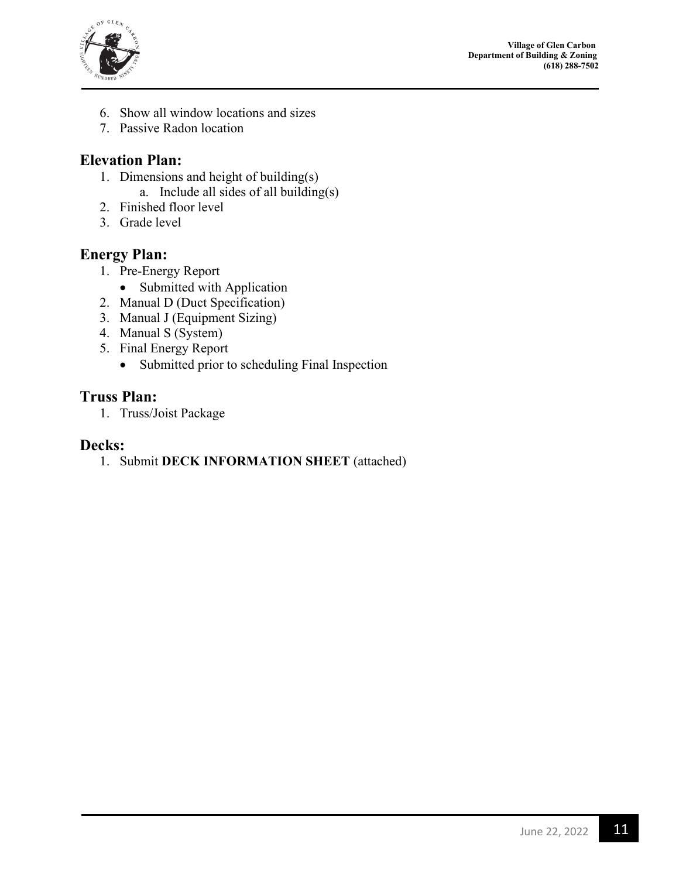6. Show all window locations and sizes
7. Passive Radon location

## Elevation Plan:

1. Dimensions and height of building(s)
    a. Include all sides of all building(s)
2. Finished floor level
3. Grade level

## Energy Plan:

1. Pre-Energy Report
    - Submitted with Application
2. Manual D (Duct Specification)
3. Manual J (Equipment Sizing)
4. Manual S (System)
5. Final Energy Report
    - Submitted prior to scheduling Final Inspection

## Truss Plan:

1. Truss/Joist Package

## Decks:

1. Submit **DECK INFORMATION SHEET** (attached)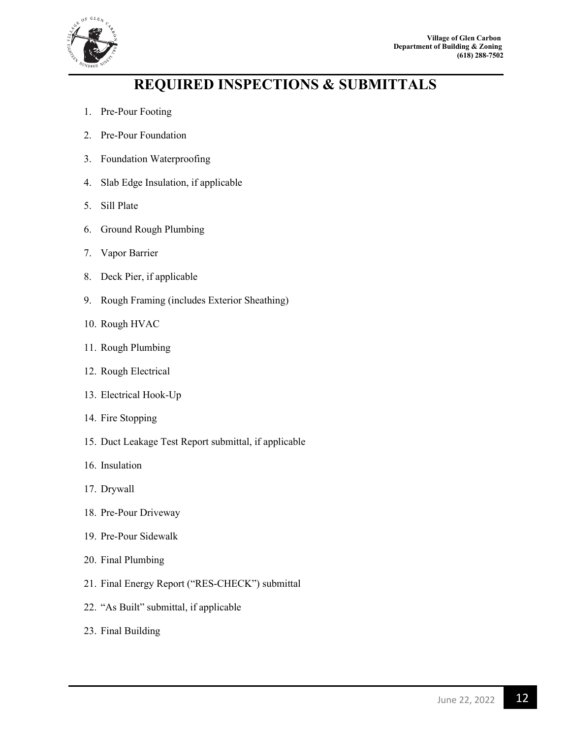# REQUIRED INSPECTIONS & SUBMITTALS

1. Pre-Pour Footing
2. Pre-Pour Foundation
3. Foundation Waterproofing
4. Slab Edge Insulation, if applicable
5. Sill Plate
6. Ground Rough Plumbing
7. Vapor Barrier
8. Deck Pier, if applicable
9. Rough Framing (includes Exterior Sheathing)
10. Rough HVAC
11. Rough Plumbing
12. Rough Electrical
13. Electrical Hook-Up
14. Fire Stopping
15. Duct Leakage Test Report submittal, if applicable
16. Insulation
17. Drywall
18. Pre-Pour Driveway
19. Pre-Pour Sidewalk
20. Final Plumbing
21. Final Energy Report ("RES-CHECK") submittal
22. "As Built" submittal, if applicable
23. Final Building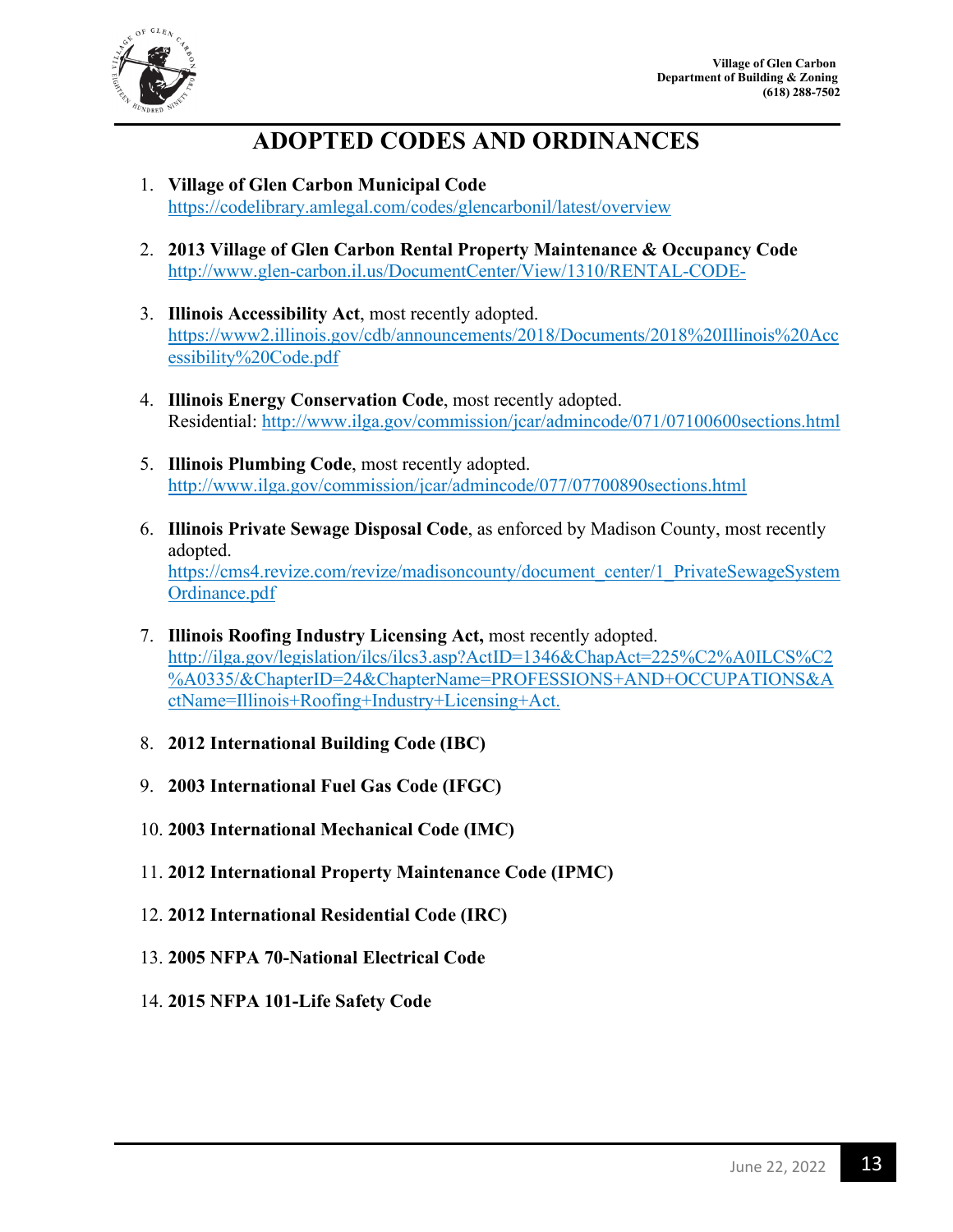Village of Glen Carbon
Department of Building & Zoning
(618) 288-7502

# ADOPTED CODES AND ORDINANCES

1. **Village of Glen Carbon Municipal Code**
   https://codelibrary.amlegal.com/codes/glencarbonil/latest/overview

2. **2013 Village of Glen Carbon Rental Property Maintenance & Occupancy Code**
   http://www.glen-carbon.il.us/DocumentCenter/View/1310/RENTAL-CODE-

3. **Illinois Accessibility Act**, most recently adopted.
   https://www2.illinois.gov/cdb/announcements/2018/Documents/2018%20Illinois%20Accessibility%20Code.pdf

4. **Illinois Energy Conservation Code**, most recently adopted.
   Residential: http://www.ilga.gov/commission/jcar/admincode/071/07100600sections.html

5. **Illinois Plumbing Code**, most recently adopted.
   http://www.ilga.gov/commission/jcar/admincode/077/07700890sections.html

6. **Illinois Private Sewage Disposal Code**, as enforced by Madison County, most recently adopted.
   https://cms4.revize.com/revize/madisoncounty/document_center/1_PrivateSewageSystemOrdinance.pdf

7. **Illinois Roofing Industry Licensing Act,** most recently adopted.
   http://ilga.gov/legislation/ilcs/ilcs3.asp?ActID=1346&ChapAct=225%C2%A0ILCS%C2%A0335/&ChapterID=24&ChapterName=PROFESSIONS+AND+OCCUPATIONS&ActName=Illinois+Roofing+Industry+Licensing+Act.

8. **2012 International Building Code (IBC)**

9. **2003 International Fuel Gas Code (IFGC)**

10. **2003 International Mechanical Code (IMC)**

11. **2012 International Property Maintenance Code (IPMC)**

12. **2012 International Residential Code (IRC)**

13. **2005 NFPA 70-National Electrical Code**

14. **2015 NFPA 101-Life Safety Code**

June 22, 2022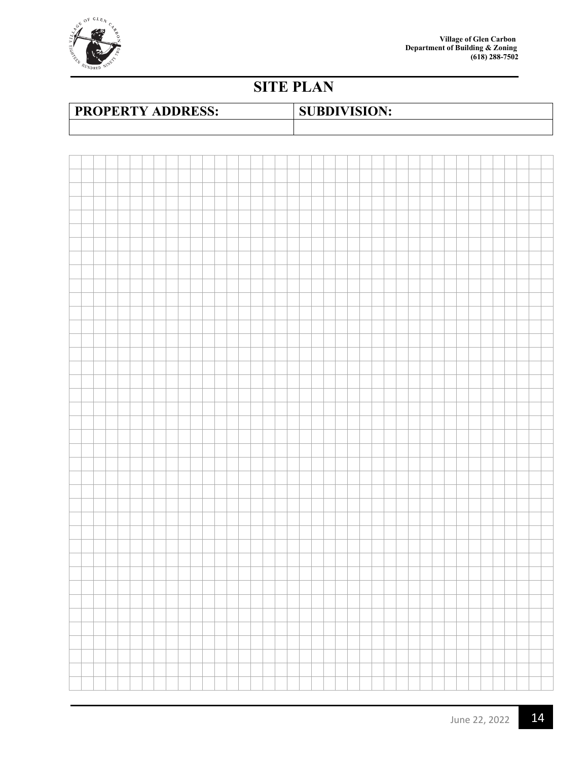Village of Glen Carbon
Department of Building & Zoning
(618) 288-7502

# SITE PLAN

| PROPERTY ADDRESS: | SUBDIVISION: |
| --- | --- |
| | |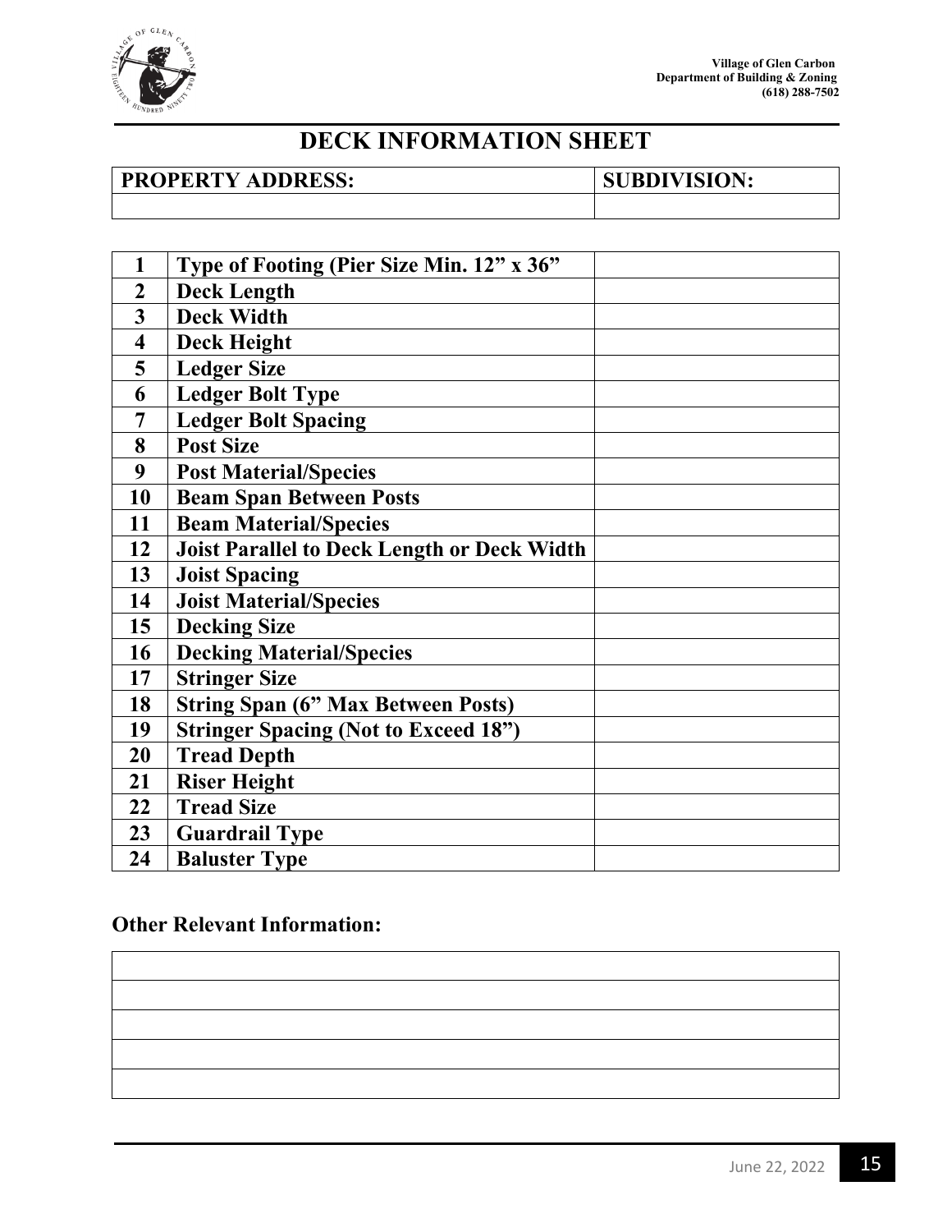Village of Glen Carbon
Department of Building & Zoning
(618) 288-7502

# DECK INFORMATION SHEET

| PROPERTY ADDRESS: | SUBDIVISION: |
|---|---|
| | |

| | | |
|---|---|---|
| 1 | Type of Footing (Pier Size Min. 12" x 36" | |
| 2 | Deck Length | |
| 3 | Deck Width | |
| 4 | Deck Height | |
| 5 | Ledger Size | |
| 6 | Ledger Bolt Type | |
| 7 | Ledger Bolt Spacing | |
| 8 | Post Size | |
| 9 | Post Material/Species | |
| 10 | Beam Span Between Posts | |
| 11 | Beam Material/Species | |
| 12 | Joist Parallel to Deck Length or Deck Width | |
| 13 | Joist Spacing | |
| 14 | Joist Material/Species | |
| 15 | Decking Size | |
| 16 | Decking Material/Species | |
| 17 | Stringer Size | |
| 18 | String Span (6" Max Between Posts) | |
| 19 | Stringer Spacing (Not to Exceed 18") | |
| 20 | Tread Depth | |
| 21 | Riser Height | |
| 22 | Tread Size | |
| 23 | Guardrail Type | |
| 24 | Baluster Type | |

**Other Relevant Information:**

| |
|---|
| |
| |
| |
| |
| |

June 22, 2022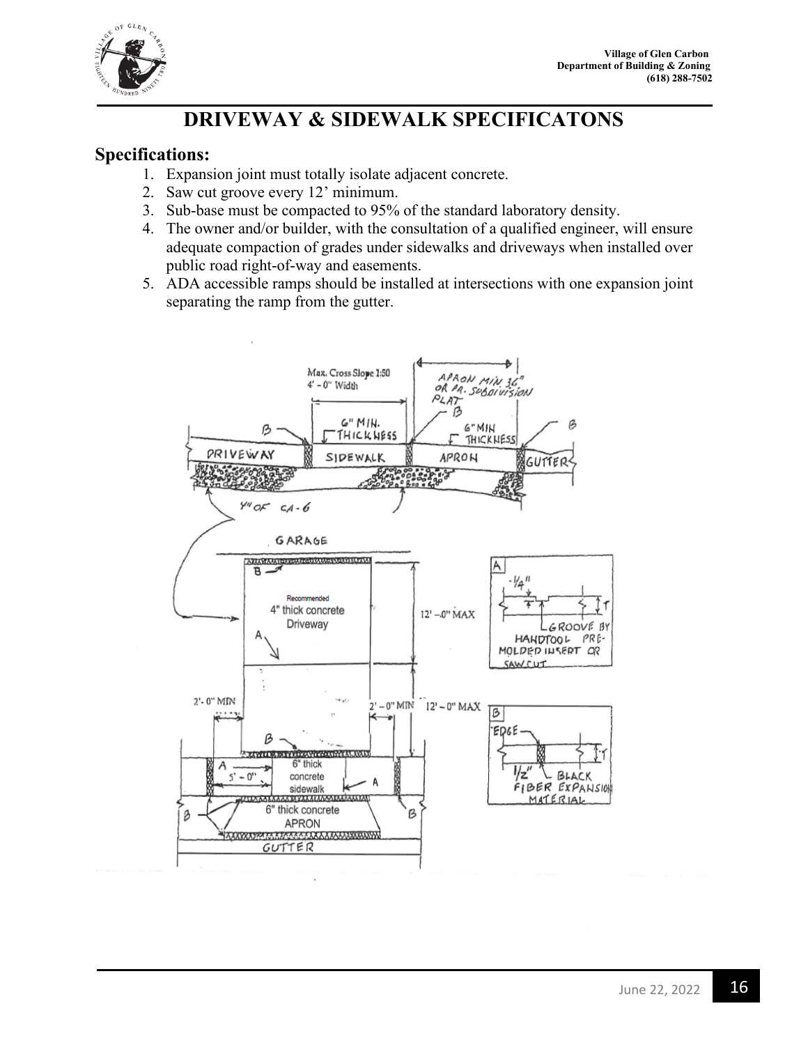# DRIVEWAY & SIDEWALK SPECIFICATONS

## Specifications:

1. Expansion joint must totally isolate adjacent concrete.
2. Saw cut groove every 12' minimum.
3. Sub-base must be compacted to 95% of the standard laboratory density.
4. The owner and/or builder, with the consultation of a qualified engineer, will ensure adequate compaction of grades under sidewalks and driveways when installed over public road right-of-way and easements.
5. ADA accessible ramps should be installed at intersections with one expansion joint separating the ramp from the gutter.

Max. Cross Slope 1:50
4' – 0" Width
APRON MIN. 36" OR PR. SUBDIVISION PLAT
B
6" MIN. THICKNESS
6" MIN THICKNESS
B
B
DRIVEWAY
SIDEWALK
APRON
GUTTER
4" OF CA-6

GARAGE
B
Recommended
4" thick concrete
Driveway
A
12' – 0" MAX
2'- 0" MIN
2' – 0" MIN
12' – 0" MAX
B
A
5' – 0"
6" thick concrete sidewalk
A
6" thick concrete APRON
B
B
GUTTER

A
-1/4"
T
GROOVE BY HANDTOOL PRE-MOLDED INSERT OR SAW CUT

B
EDGE
T
1/2" BLACK FIBER EXPANSION MATERIAL